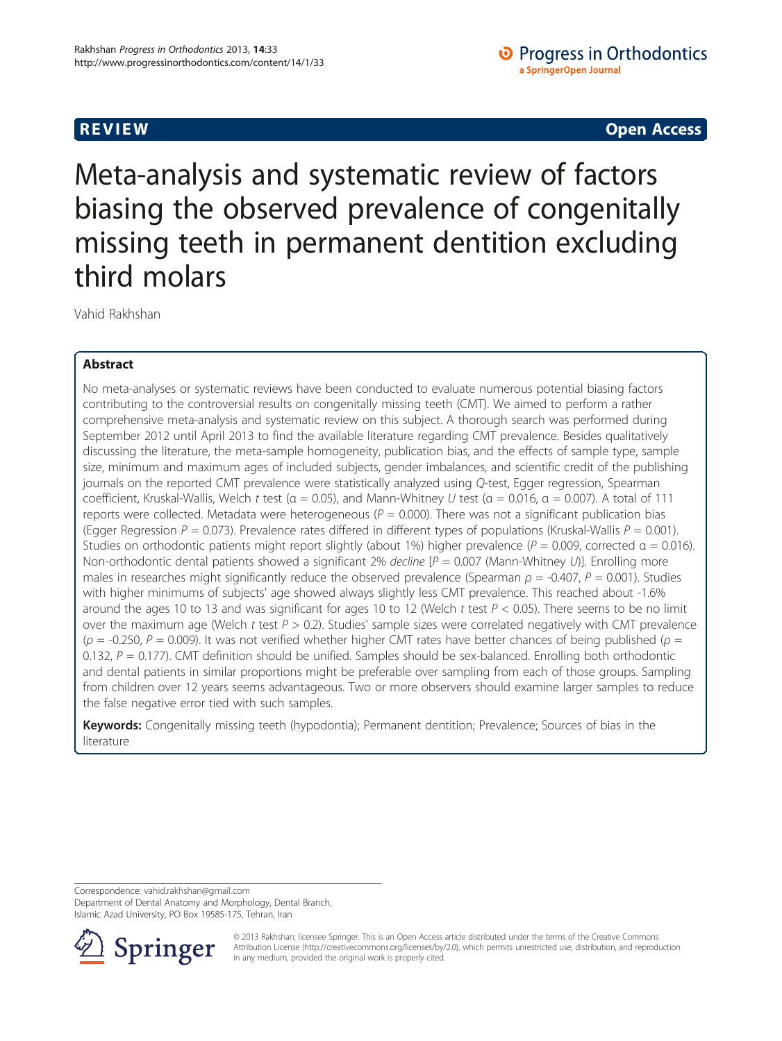**REVIEW** **Open Access**

# Meta-analysis and systematic review of factors biasing the observed prevalence of congenitally missing teeth in permanent dentition excluding third molars

Vahid Rakhshan

## Abstract

No meta-analyses or systematic reviews have been conducted to evaluate numerous potential biasing factors contributing to the controversial results on congenitally missing teeth (CMT). We aimed to perform a rather comprehensive meta-analysis and systematic review on this subject. A thorough search was performed during September 2012 until April 2013 to find the available literature regarding CMT prevalence. Besides qualitatively discussing the literature, the meta-sample homogeneity, publication bias, and the effects of sample type, sample size, minimum and maximum ages of included subjects, gender imbalances, and scientific credit of the publishing journals on the reported CMT prevalence were statistically analyzed using *Q*-test, Egger regression, Spearman coefficient, Kruskal-Wallis, Welch *t* test ($\alpha = 0.05$), and Mann-Whitney *U* test ($\alpha = 0.016$, $\alpha = 0.007$). A total of 111 reports were collected. Metadata were heterogeneous ($P = 0.000$). There was not a significant publication bias (Egger Regression $P = 0.073$). Prevalence rates differed in different types of populations (Kruskal-Wallis $P = 0.001$). Studies on orthodontic patients might report slightly (about 1%) higher prevalence ($P = 0.009$, corrected $\alpha = 0.016$). Non-orthodontic dental patients showed a significant 2% *decline* [$P = 0.007$ (Mann-Whitney *U*)]. Enrolling more males in researches might significantly reduce the observed prevalence (Spearman $\rho = -0.407$, $P = 0.001$). Studies with higher minimums of subjects' age showed always slightly less CMT prevalence. This reached about -1.6% around the ages 10 to 13 and was significant for ages 10 to 12 (Welch *t* test $P < 0.05$). There seems to be no limit over the maximum age (Welch *t* test $P > 0.2$). Studies' sample sizes were correlated negatively with CMT prevalence ($\rho = -0.250$, $P = 0.009$). It was not verified whether higher CMT rates have better chances of being published ($\rho = 0.132$, $P = 0.177$). CMT definition should be unified. Samples should be sex-balanced. Enrolling both orthodontic and dental patients in similar proportions might be preferable over sampling from each of those groups. Sampling from children over 12 years seems advantageous. Two or more observers should examine larger samples to reduce the false negative error tied with such samples.

**Keywords:** Congenitally missing teeth (hypodontia); Permanent dentition; Prevalence; Sources of bias in the literature

Correspondence: vahid.rakhshan@gmail.com
Department of Dental Anatomy and Morphology, Dental Branch, Islamic Azad University, PO Box 19585-175, Tehran, Iran

© 2013 Rakhshan; licensee Springer. This is an Open Access article distributed under the terms of the Creative Commons Attribution License (http://creativecommons.org/licenses/by/2.0), which permits unrestricted use, distribution, and reproduction in any medium, provided the original work is properly cited.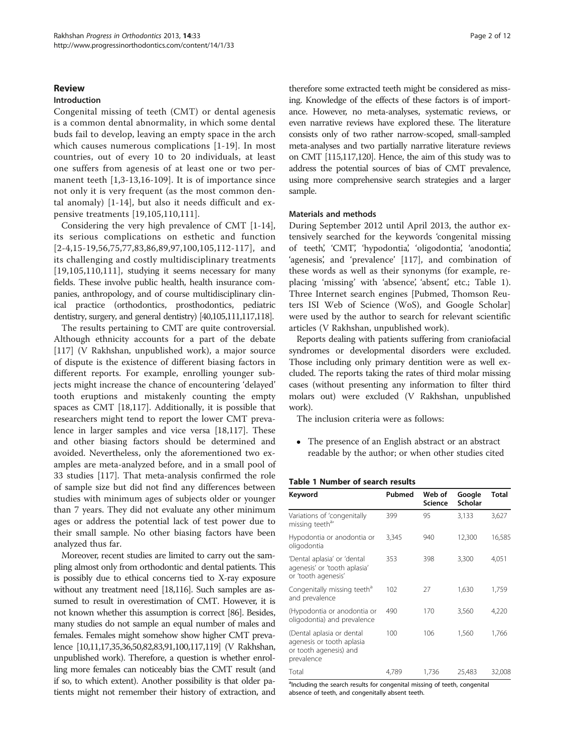## Review

### Introduction

Congenital missing of teeth (CMT) or dental agenesis is a common dental abnormality, in which some dental buds fail to develop, leaving an empty space in the arch which causes numerous complications [1-19]. In most countries, out of every 10 to 20 individuals, at least one suffers from agenesis of at least one or two permanent teeth [1,3-13,16-109]. It is of importance since not only it is very frequent (as the most common dental anomaly) [1-14], but also it needs difficult and expensive treatments [19,105,110,111].

Considering the very high prevalence of CMT [1-14], its serious complications on esthetic and function [2-4,15-19,56,75,77,83,86,89,97,100,105,112-117], and its challenging and costly multidisciplinary treatments [19,105,110,111], studying it seems necessary for many fields. These involve public health, health insurance companies, anthropology, and of course multidisciplinary clinical practice (orthodontics, prosthodontics, pediatric dentistry, surgery, and general dentistry) [40,105,111,117,118].

The results pertaining to CMT are quite controversial. Although ethnicity accounts for a part of the debate [117] (V Rakhshan, unpublished work), a major source of dispute is the existence of different biasing factors in different reports. For example, enrolling younger subjects might increase the chance of encountering 'delayed' tooth eruptions and mistakenly counting the empty spaces as CMT [18,117]. Additionally, it is possible that researchers might tend to report the lower CMT prevalence in larger samples and vice versa [18,117]. These and other biasing factors should be determined and avoided. Nevertheless, only the aforementioned two examples are meta-analyzed before, and in a small pool of 33 studies [117]. That meta-analysis confirmed the role of sample size but did not find any differences between studies with minimum ages of subjects older or younger than 7 years. They did not evaluate any other minimum ages or address the potential lack of test power due to their small sample. No other biasing factors have been analyzed thus far.

Moreover, recent studies are limited to carry out the sampling almost only from orthodontic and dental patients. This is possibly due to ethical concerns tied to X-ray exposure without any treatment need [18,116]. Such samples are assumed to result in overestimation of CMT. However, it is not known whether this assumption is correct [86]. Besides, many studies do not sample an equal number of males and females. Females might somehow show higher CMT prevalence [10,11,17,35,36,50,82,83,91,100,117,119] (V Rakhshan, unpublished work). Therefore, a question is whether enrolling more females can noticeably bias the CMT result (and if so, to which extent). Another possibility is that older patients might not remember their history of extraction, and therefore some extracted teeth might be considered as missing. Knowledge of the effects of these factors is of importance. However, no meta-analyses, systematic reviews, or even narrative reviews have explored these. The literature consists only of two rather narrow-scoped, small-sampled meta-analyses and two partially narrative literature reviews on CMT [115,117,120]. Hence, the aim of this study was to address the potential sources of bias of CMT prevalence, using more comprehensive search strategies and a larger sample.

### Materials and methods

During September 2012 until April 2013, the author extensively searched for the keywords 'congenital missing of teeth', 'CMT', 'hypodontia', 'oligodontia', 'anodontia', 'agenesis', and 'prevalence' [117], and combination of these words as well as their synonyms (for example, replacing 'missing' with 'absence', 'absent', etc.; Table 1). Three Internet search engines [Pubmed, Thomson Reuters ISI Web of Science (WoS), and Google Scholar] were used by the author to search for relevant scientific articles (V Rakhshan, unpublished work).

Reports dealing with patients suffering from craniofacial syndromes or developmental disorders were excluded. Those including only primary dentition were as well excluded. The reports taking the rates of third molar missing cases (without presenting any information to filter third molars out) were excluded (V Rakhshan, unpublished work).

The inclusion criteria were as follows:

- The presence of an English abstract or an abstract readable by the author; or when other studies cited

**Table 1 Number of search results**

| Keyword | Pubmed | Web of Science | Google Scholar | Total |
|---|---|---|---|---|
| Variations of 'congenitally missing teeth[a]' | 399 | 95 | 3,133 | 3,627 |
| Hypodontia or anodontia or oligodontia | 3,345 | 940 | 12,300 | 16,585 |
| 'Dental aplasia' or 'dental agenesis' or 'tooth aplasia' or 'tooth agenesis' | 353 | 398 | 3,300 | 4,051 |
| Congenitally missing teeth[a] and prevalence | 102 | 27 | 1,630 | 1,759 |
| (Hypodontia or anodontia or oligodontia) and prevalence | 490 | 170 | 3,560 | 4,220 |
| (Dental aplasia or dental agenesis or tooth aplasia or tooth agenesis) and prevalence | 100 | 106 | 1,560 | 1,766 |
| Total | 4,789 | 1,736 | 25,483 | 32,008 |

[a]Including the search results for congenital missing of teeth, congenital absence of teeth, and congenitally absent teeth.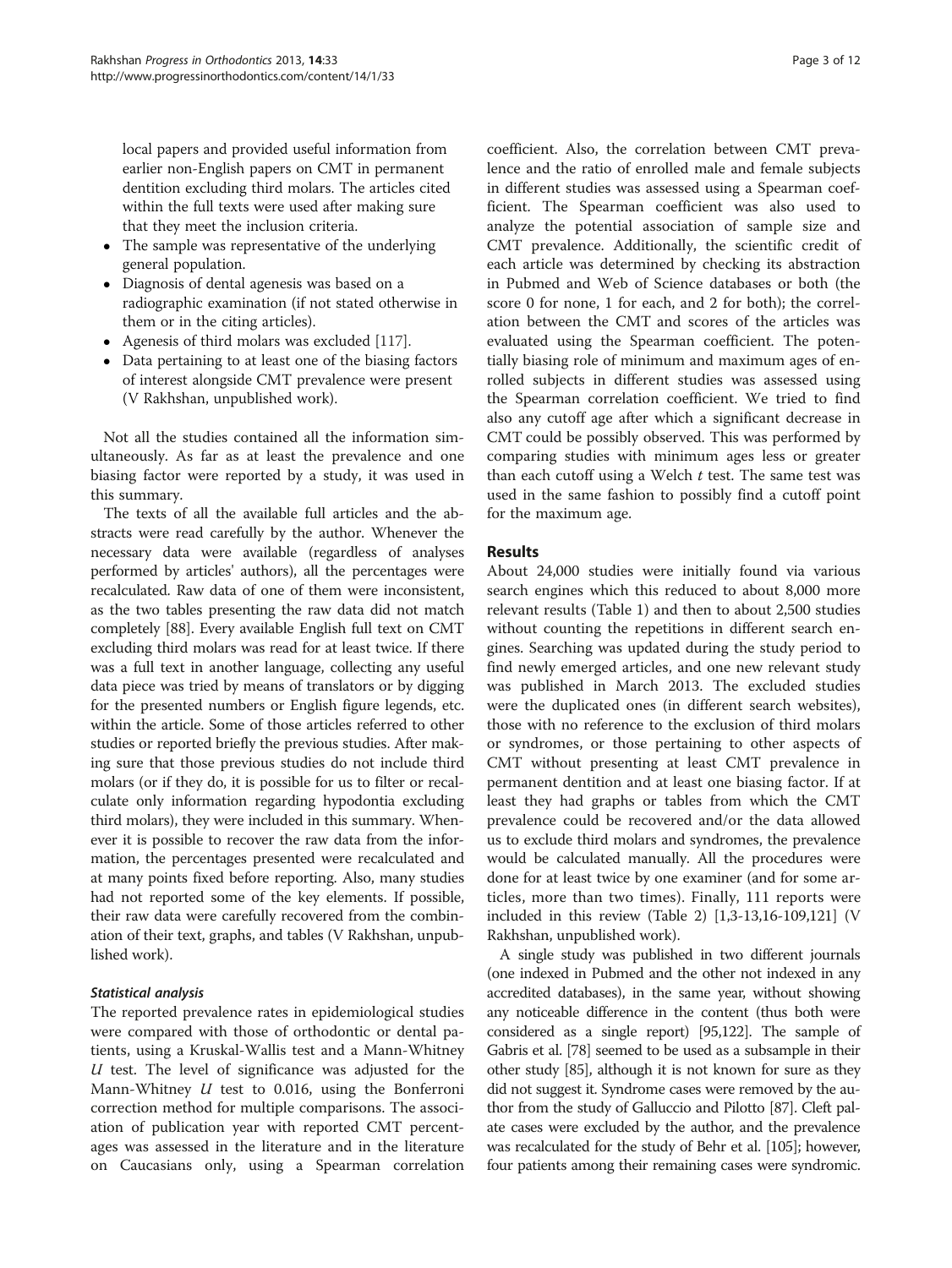local papers and provided useful information from earlier non-English papers on CMT in permanent dentition excluding third molars. The articles cited within the full texts were used after making sure that they meet the inclusion criteria.

- The sample was representative of the underlying general population.
- Diagnosis of dental agenesis was based on a radiographic examination (if not stated otherwise in them or in the citing articles).
- Agenesis of third molars was excluded [117].
- Data pertaining to at least one of the biasing factors of interest alongside CMT prevalence were present (V Rakhshan, unpublished work).

Not all the studies contained all the information simultaneously. As far as at least the prevalence and one biasing factor were reported by a study, it was used in this summary.

The texts of all the available full articles and the abstracts were read carefully by the author. Whenever the necessary data were available (regardless of analyses performed by articles' authors), all the percentages were recalculated. Raw data of one of them were inconsistent, as the two tables presenting the raw data did not match completely [88]. Every available English full text on CMT excluding third molars was read for at least twice. If there was a full text in another language, collecting any useful data piece was tried by means of translators or by digging for the presented numbers or English figure legends, etc. within the article. Some of those articles referred to other studies or reported briefly the previous studies. After making sure that those previous studies do not include third molars (or if they do, it is possible for us to filter or recalculate only information regarding hypodontia excluding third molars), they were included in this summary. Whenever it is possible to recover the raw data from the information, the percentages presented were recalculated and at many points fixed before reporting. Also, many studies had not reported some of the key elements. If possible, their raw data were carefully recovered from the combination of their text, graphs, and tables (V Rakhshan, unpublished work).

### *Statistical analysis*

The reported prevalence rates in epidemiological studies were compared with those of orthodontic or dental patients, using a Kruskal-Wallis test and a Mann-Whitney *U* test. The level of significance was adjusted for the Mann-Whitney *U* test to 0.016, using the Bonferroni correction method for multiple comparisons. The association of publication year with reported CMT percentages was assessed in the literature and in the literature on Caucasians only, using a Spearman correlation coefficient. Also, the correlation between CMT prevalence and the ratio of enrolled male and female subjects in different studies was assessed using a Spearman coefficient. The Spearman coefficient was also used to analyze the potential association of sample size and CMT prevalence. Additionally, the scientific credit of each article was determined by checking its abstraction in Pubmed and Web of Science databases or both (the score 0 for none, 1 for each, and 2 for both); the correlation between the CMT and scores of the articles was evaluated using the Spearman coefficient. The potentially biasing role of minimum and maximum ages of enrolled subjects in different studies was assessed using the Spearman correlation coefficient. We tried to find also any cutoff age after which a significant decrease in CMT could be possibly observed. This was performed by comparing studies with minimum ages less or greater than each cutoff using a Welch *t* test. The same test was used in the same fashion to possibly find a cutoff point for the maximum age.

## Results

About 24,000 studies were initially found via various search engines which this reduced to about 8,000 more relevant results (Table 1) and then to about 2,500 studies without counting the repetitions in different search engines. Searching was updated during the study period to find newly emerged articles, and one new relevant study was published in March 2013. The excluded studies were the duplicated ones (in different search websites), those with no reference to the exclusion of third molars or syndromes, or those pertaining to other aspects of CMT without presenting at least CMT prevalence in permanent dentition and at least one biasing factor. If at least they had graphs or tables from which the CMT prevalence could be recovered and/or the data allowed us to exclude third molars and syndromes, the prevalence would be calculated manually. All the procedures were done for at least twice by one examiner (and for some articles, more than two times). Finally, 111 reports were included in this review (Table 2) [1,3-13,16-109,121] (V Rakhshan, unpublished work).

A single study was published in two different journals (one indexed in Pubmed and the other not indexed in any accredited databases), in the same year, without showing any noticeable difference in the content (thus both were considered as a single report) [95,122]. The sample of Gabris et al. [78] seemed to be used as a subsample in their other study [85], although it is not known for sure as they did not suggest it. Syndrome cases were removed by the author from the study of Galluccio and Pilotto [87]. Cleft palate cases were excluded by the author, and the prevalence was recalculated for the study of Behr et al. [105]; however, four patients among their remaining cases were syndromic.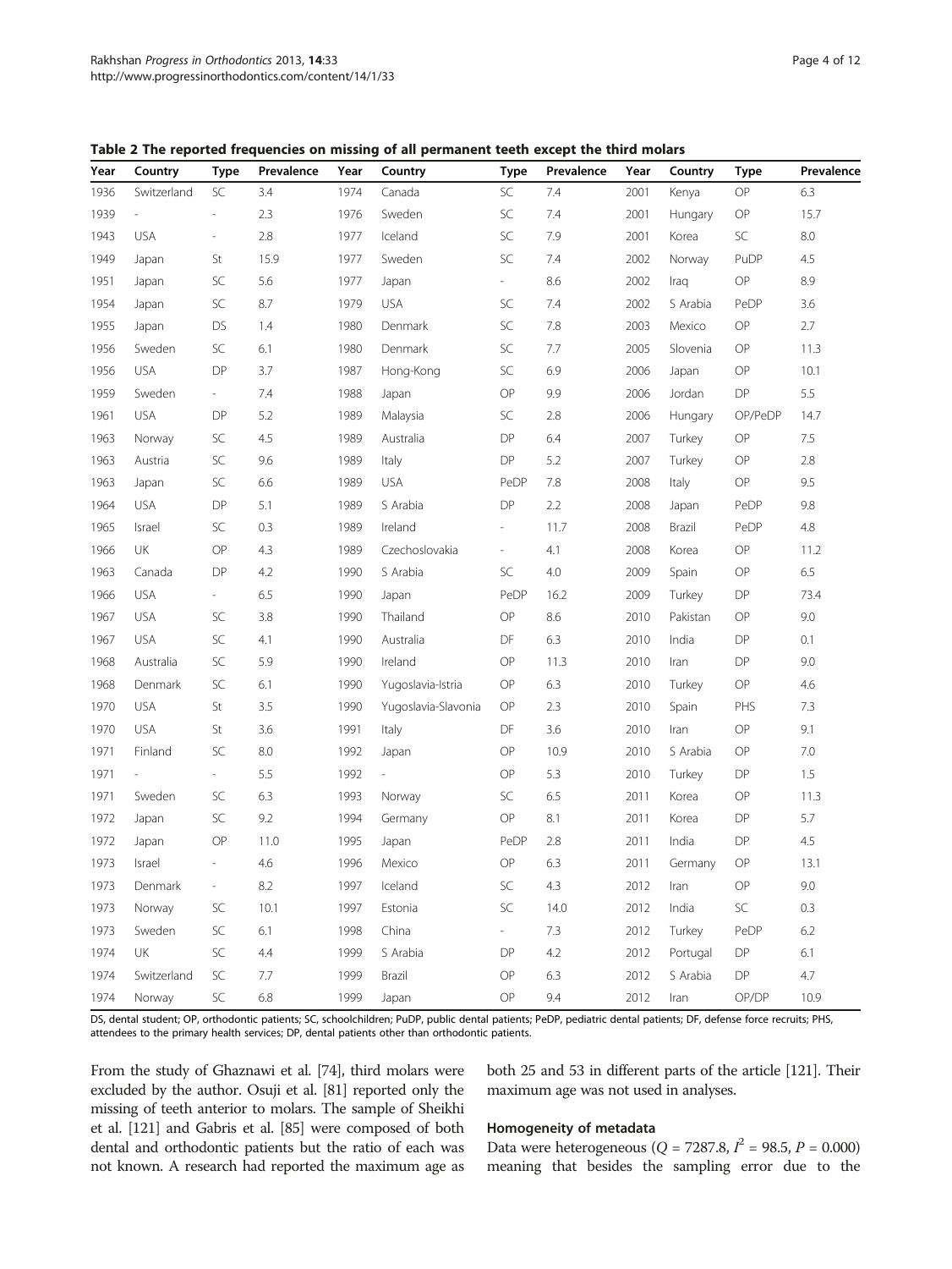**Table 2 The reported frequencies on missing of all permanent teeth except the third molars**

| Year | Country | Type | Prevalence | Year | Country | Type | Prevalence | Year | Country | Type | Prevalence |
|---|---|---|---|---|---|---|---|---|---|---|---|
| 1936 | Switzerland | SC | 3.4 | 1974 | Canada | SC | 7.4 | 2001 | Kenya | OP | 6.3 |
| 1939 | - | - | 2.3 | 1976 | Sweden | SC | 7.4 | 2001 | Hungary | OP | 15.7 |
| 1943 | USA | - | 2.8 | 1977 | Iceland | SC | 7.9 | 2001 | Korea | SC | 8.0 |
| 1949 | Japan | St | 15.9 | 1977 | Sweden | SC | 7.4 | 2002 | Norway | PuDP | 4.5 |
| 1951 | Japan | SC | 5.6 | 1977 | Japan | - | 8.6 | 2002 | Iraq | OP | 8.9 |
| 1954 | Japan | SC | 8.7 | 1979 | USA | SC | 7.4 | 2002 | S Arabia | PeDP | 3.6 |
| 1955 | Japan | DS | 1.4 | 1980 | Denmark | SC | 7.8 | 2003 | Mexico | OP | 2.7 |
| 1956 | Sweden | SC | 6.1 | 1980 | Denmark | SC | 7.7 | 2005 | Slovenia | OP | 11.3 |
| 1956 | USA | DP | 3.7 | 1987 | Hong-Kong | SC | 6.9 | 2006 | Japan | OP | 10.1 |
| 1959 | Sweden | - | 7.4 | 1988 | Japan | OP | 9.9 | 2006 | Jordan | DP | 5.5 |
| 1961 | USA | DP | 5.2 | 1989 | Malaysia | SC | 2.8 | 2006 | Hungary | OP/PeDP | 14.7 |
| 1963 | Norway | SC | 4.5 | 1989 | Australia | DP | 6.4 | 2007 | Turkey | OP | 7.5 |
| 1963 | Austria | SC | 9.6 | 1989 | Italy | DP | 5.2 | 2007 | Turkey | OP | 2.8 |
| 1963 | Japan | SC | 6.6 | 1989 | USA | PeDP | 7.8 | 2008 | Italy | OP | 9.5 |
| 1964 | USA | DP | 5.1 | 1989 | S Arabia | DP | 2.2 | 2008 | Japan | PeDP | 9.8 |
| 1965 | Israel | SC | 0.3 | 1989 | Ireland | - | 11.7 | 2008 | Brazil | PeDP | 4.8 |
| 1966 | UK | OP | 4.3 | 1989 | Czechoslovakia | - | 4.1 | 2008 | Korea | OP | 11.2 |
| 1963 | Canada | DP | 4.2 | 1990 | S Arabia | SC | 4.0 | 2009 | Spain | OP | 6.5 |
| 1966 | USA | - | 6.5 | 1990 | Japan | PeDP | 16.2 | 2009 | Turkey | DP | 73.4 |
| 1967 | USA | SC | 3.8 | 1990 | Thailand | OP | 8.6 | 2010 | Pakistan | OP | 9.0 |
| 1967 | USA | SC | 4.1 | 1990 | Australia | DF | 6.3 | 2010 | India | DP | 0.1 |
| 1968 | Australia | SC | 5.9 | 1990 | Ireland | OP | 11.3 | 2010 | Iran | DP | 9.0 |
| 1968 | Denmark | SC | 6.1 | 1990 | Yugoslavia-Istria | OP | 6.3 | 2010 | Turkey | OP | 4.6 |
| 1970 | USA | St | 3.5 | 1990 | Yugoslavia-Slavonia | OP | 2.3 | 2010 | Spain | PHS | 7.3 |
| 1970 | USA | St | 3.6 | 1991 | Italy | DF | 3.6 | 2010 | Iran | OP | 9.1 |
| 1971 | Finland | SC | 8.0 | 1992 | Japan | OP | 10.9 | 2010 | S Arabia | OP | 7.0 |
| 1971 | - | - | 5.5 | 1992 | - | OP | 5.3 | 2010 | Turkey | DP | 1.5 |
| 1971 | Sweden | SC | 6.3 | 1993 | Norway | SC | 6.5 | 2011 | Korea | OP | 11.3 |
| 1972 | Japan | SC | 9.2 | 1994 | Germany | OP | 8.1 | 2011 | Korea | DP | 5.7 |
| 1972 | Japan | OP | 11.0 | 1995 | Japan | PeDP | 2.8 | 2011 | India | DP | 4.5 |
| 1973 | Israel | - | 4.6 | 1996 | Mexico | OP | 6.3 | 2011 | Germany | OP | 13.1 |
| 1973 | Denmark | - | 8.2 | 1997 | Iceland | SC | 4.3 | 2012 | Iran | OP | 9.0 |
| 1973 | Norway | SC | 10.1 | 1997 | Estonia | SC | 14.0 | 2012 | India | SC | 0.3 |
| 1973 | Sweden | SC | 6.1 | 1998 | China | - | 7.3 | 2012 | Turkey | PeDP | 6.2 |
| 1974 | UK | SC | 4.4 | 1999 | S Arabia | DP | 4.2 | 2012 | Portugal | DP | 6.1 |
| 1974 | Switzerland | SC | 7.7 | 1999 | Brazil | OP | 6.3 | 2012 | S Arabia | DP | 4.7 |
| 1974 | Norway | SC | 6.8 | 1999 | Japan | OP | 9.4 | 2012 | Iran | OP/DP | 10.9 |

DS, dental student; OP, orthodontic patients; SC, schoolchildren; PuDP, public dental patients; PeDP, pediatric dental patients; DF, defense force recruits; PHS, attendees to the primary health services; DP, dental patients other than orthodontic patients.

From the study of Ghaznawi et al. [74], third molars were excluded by the author. Osuji et al. [81] reported only the missing of teeth anterior to molars. The sample of Sheikhi et al. [121] and Gabris et al. [85] were composed of both dental and orthodontic patients but the ratio of each was not known. A research had reported the maximum age as both 25 and 53 in different parts of the article [121]. Their maximum age was not used in analyses.

### Homogeneity of metadata

Data were heterogeneous ($Q = 7287.8$, $I^2 = 98.5$, $P = 0.000$) meaning that besides the sampling error due to the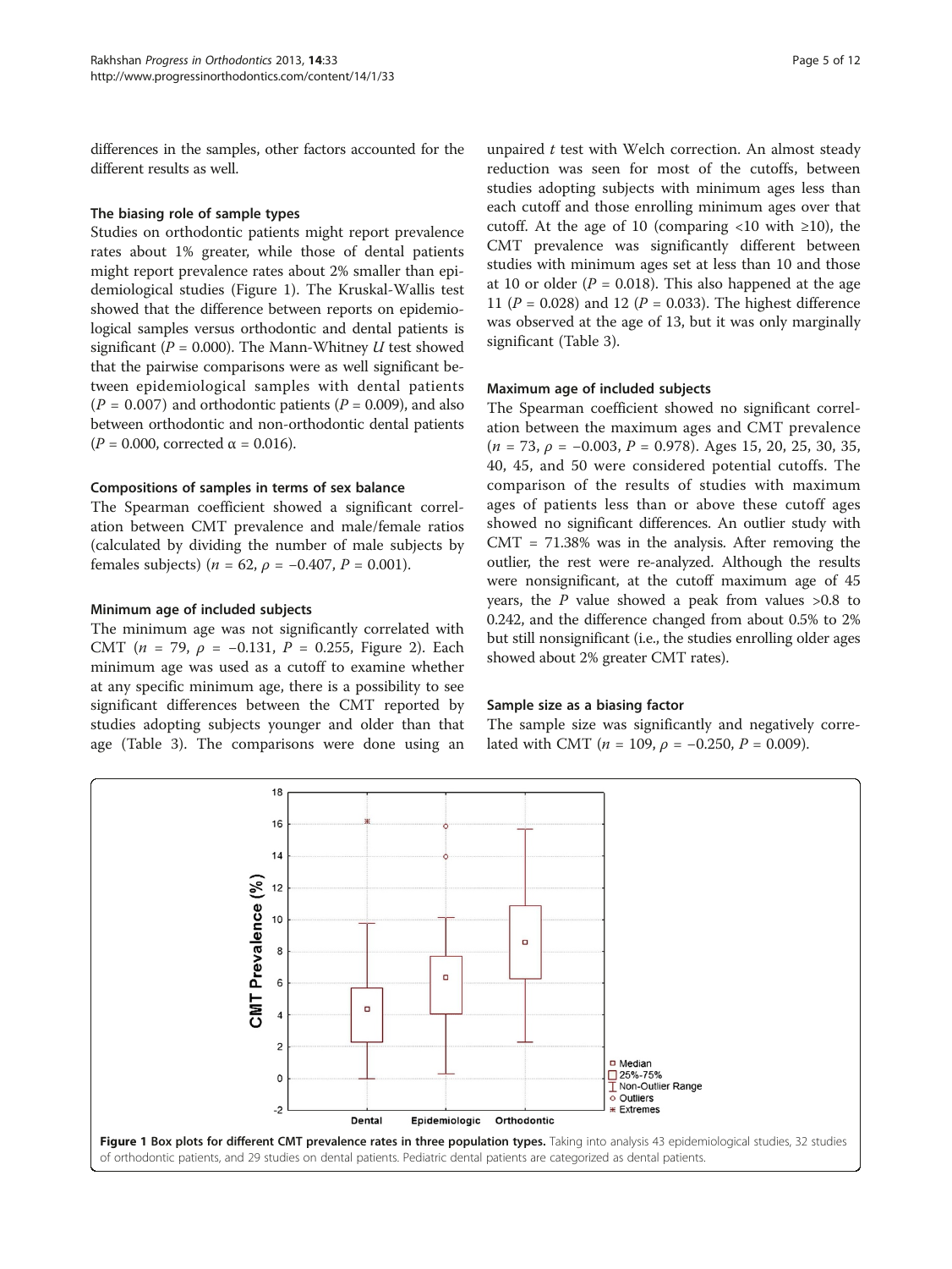differences in the samples, other factors accounted for the different results as well.

### The biasing role of sample types

Studies on orthodontic patients might report prevalence rates about 1% greater, while those of dental patients might report prevalence rates about 2% smaller than epidemiological studies (Figure 1). The Kruskal-Wallis test showed that the difference between reports on epidemiological samples versus orthodontic and dental patients is significant ($P = 0.000$). The Mann-Whitney *U* test showed that the pairwise comparisons were as well significant between epidemiological samples with dental patients ($P = 0.007$) and orthodontic patients ($P = 0.009$), and also between orthodontic and non-orthodontic dental patients ($P = 0.000$, corrected $\alpha = 0.016$).

### Compositions of samples in terms of sex balance

The Spearman coefficient showed a significant correlation between CMT prevalence and male/female ratios (calculated by dividing the number of male subjects by females subjects) ($n = 62$, $\rho = -0.407$, $P = 0.001$).

### Minimum age of included subjects

The minimum age was not significantly correlated with CMT ($n = 79$, $\rho = -0.131$, $P = 0.255$, Figure 2). Each minimum age was used as a cutoff to examine whether at any specific minimum age, there is a possibility to see significant differences between the CMT reported by studies adopting subjects younger and older than that age (Table 3). The comparisons were done using an unpaired *t* test with Welch correction. An almost steady reduction was seen for most of the cutoffs, between studies adopting subjects with minimum ages less than each cutoff and those enrolling minimum ages over that cutoff. At the age of 10 (comparing <10 with ≥10), the CMT prevalence was significantly different between studies with minimum ages set at less than 10 and those at 10 or older ($P = 0.018$). This also happened at the age 11 ($P = 0.028$) and 12 ($P = 0.033$). The highest difference was observed at the age of 13, but it was only marginally significant (Table 3).

### Maximum age of included subjects

The Spearman coefficient showed no significant correlation between the maximum ages and CMT prevalence ($n = 73$, $\rho = -0.003$, $P = 0.978$). Ages 15, 20, 25, 30, 35, 40, 45, and 50 were considered potential cutoffs. The comparison of the results of studies with maximum ages of patients less than or above these cutoff ages showed no significant differences. An outlier study with CMT = 71.38% was in the analysis. After removing the outlier, the rest were re-analyzed. Although the results were nonsignificant, at the cutoff maximum age of 45 years, the *P* value showed a peak from values >0.8 to 0.242, and the difference changed from about 0.5% to 2% but still nonsignificant (i.e., the studies enrolling older ages showed about 2% greater CMT rates).

### Sample size as a biasing factor

The sample size was significantly and negatively correlated with CMT ($n = 109$, $\rho = -0.250$, $P = 0.009$).

**Figure 1 Box plots for different CMT prevalence rates in three population types.** Taking into analysis 43 epidemiological studies, 32 studies of orthodontic patients, and 29 studies on dental patients. Pediatric dental patients are categorized as dental patients.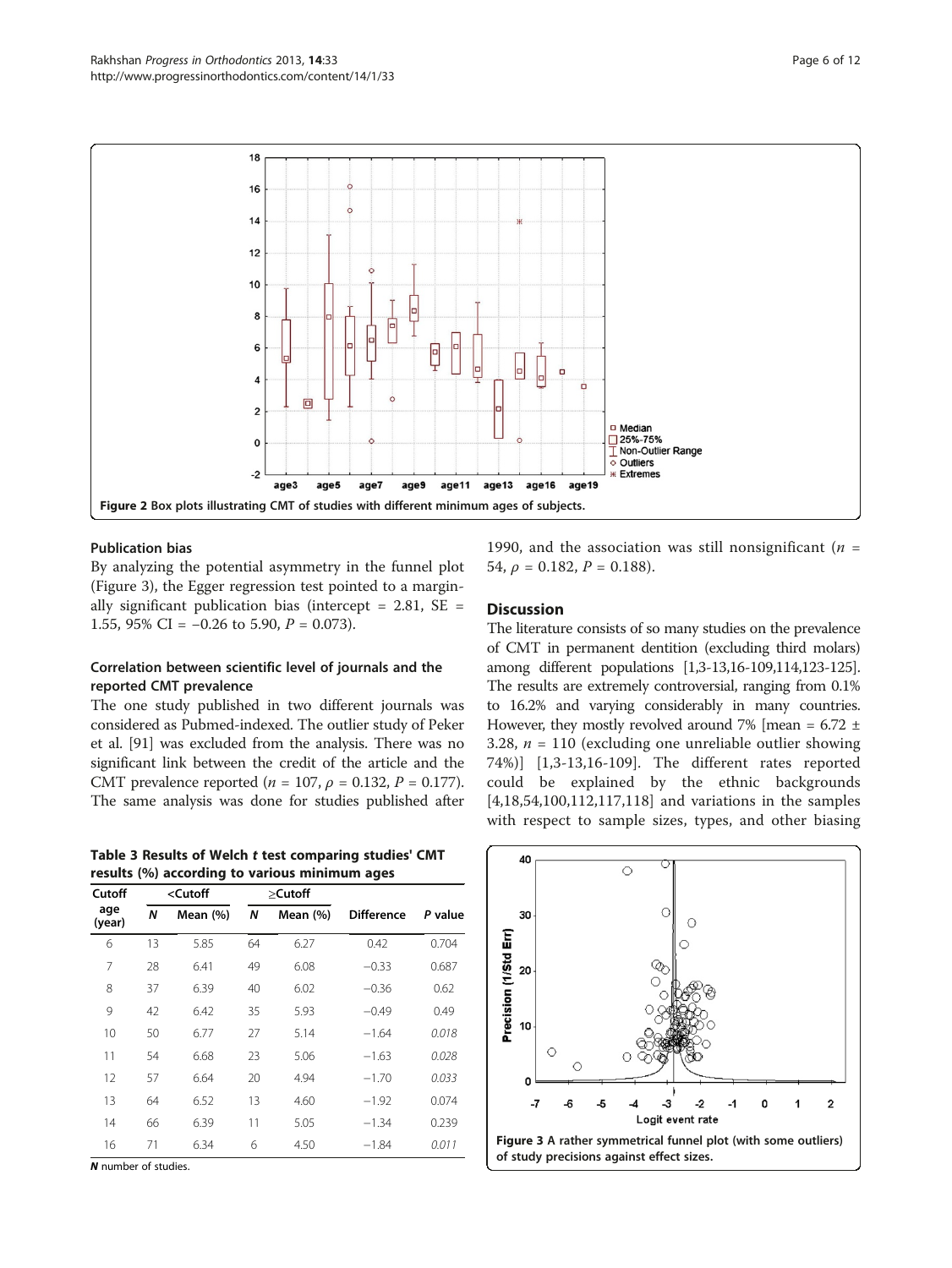Figure 2 Box plots illustrating CMT of studies with different minimum ages of subjects.

### Publication bias

By analyzing the potential asymmetry in the funnel plot (Figure 3), the Egger regression test pointed to a marginally significant publication bias (intercept = 2.81, SE = 1.55, 95% CI = −0.26 to 5.90, $P = 0.073$).

### Correlation between scientific level of journals and the reported CMT prevalence

The one study published in two different journals was considered as Pubmed-indexed. The outlier study of Peker et al. [91] was excluded from the analysis. There was no significant link between the credit of the article and the CMT prevalence reported ($n = 107$, $\rho = 0.132$, $P = 0.177$). The same analysis was done for studies published after 1990, and the association was still nonsignificant ($n = 54$, $\rho = 0.182$, $P = 0.188$).

**Table 3 Results of Welch *t* test comparing studies' CMT results (%) according to various minimum ages**

| Cutoff age (year) | <Cutoff | | ≥Cutoff | | Difference | *P* value |
|---|---|---|---|---|---|---|
| | *N* | Mean (%) | *N* | Mean (%) | | |
| 6 | 13 | 5.85 | 64 | 6.27 | 0.42 | 0.704 |
| 7 | 28 | 6.41 | 49 | 6.08 | −0.33 | 0.687 |
| 8 | 37 | 6.39 | 40 | 6.02 | −0.36 | 0.62 |
| 9 | 42 | 6.42 | 35 | 5.93 | −0.49 | 0.49 |
| 10 | 50 | 6.77 | 27 | 5.14 | −1.64 | *0.018* |
| 11 | 54 | 6.68 | 23 | 5.06 | −1.63 | *0.028* |
| 12 | 57 | 6.64 | 20 | 4.94 | −1.70 | *0.033* |
| 13 | 64 | 6.52 | 13 | 4.60 | −1.92 | 0.074 |
| 14 | 66 | 6.39 | 11 | 5.05 | −1.34 | 0.239 |
| 16 | 71 | 6.34 | 6 | 4.50 | −1.84 | *0.011* |

***N*** number of studies.

## Discussion

The literature consists of so many studies on the prevalence of CMT in permanent dentition (excluding third molars) among different populations [1,3-13,16-109,114,123-125]. The results are extremely controversial, ranging from 0.1% to 16.2% and varying considerably in many countries. However, they mostly revolved around 7% [mean = 6.72 ± 3.28, $n = 110$ (excluding one unreliable outlier showing 74%)] [1,3-13,16-109]. The different rates reported could be explained by the ethnic backgrounds [4,18,54,100,112,117,118] and variations in the samples with respect to sample sizes, types, and other biasing

Figure 3 A rather symmetrical funnel plot (with some outliers) of study precisions against effect sizes.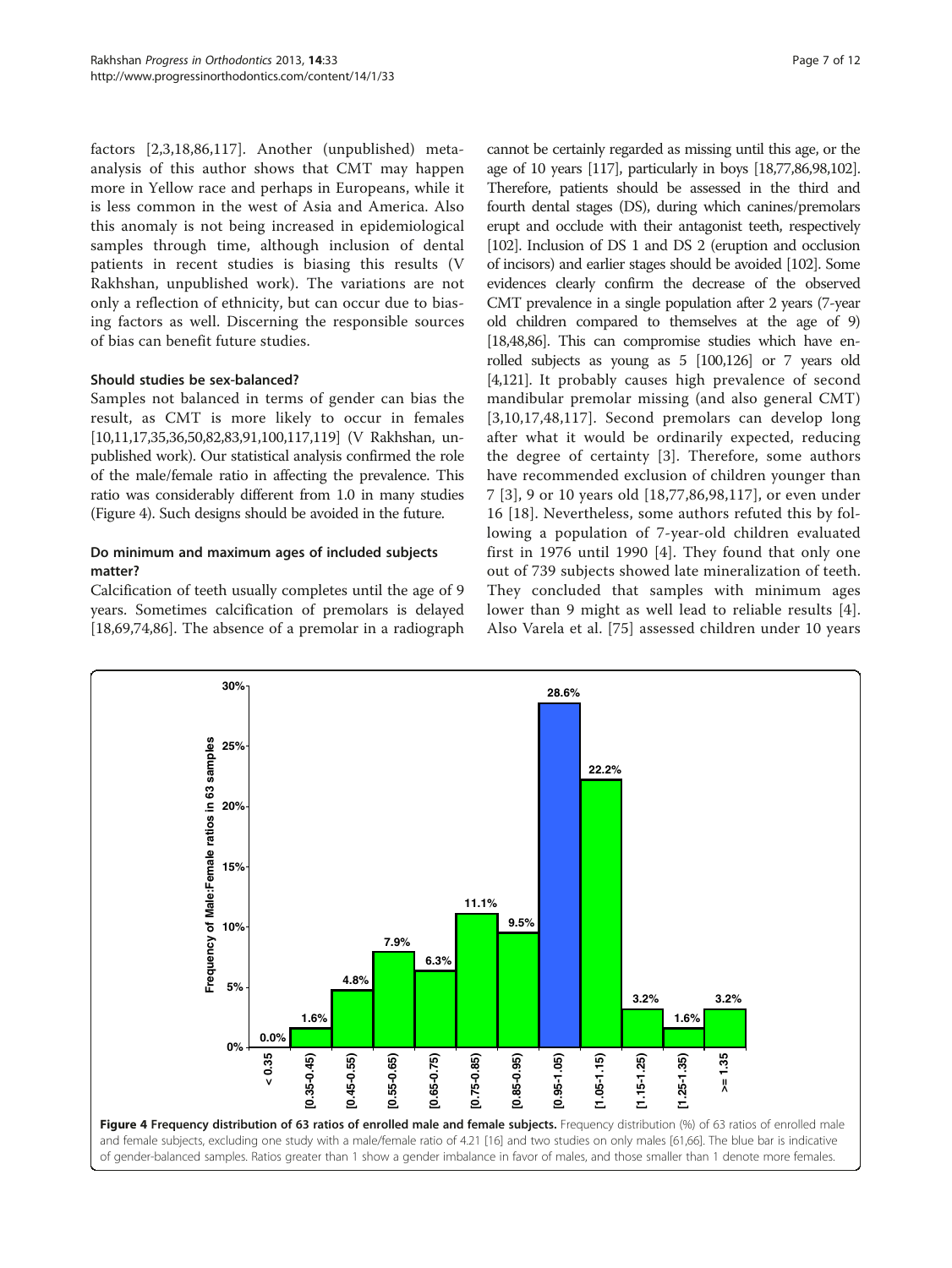factors [2,3,18,86,117]. Another (unpublished) meta-analysis of this author shows that CMT may happen more in Yellow race and perhaps in Europeans, while it is less common in the west of Asia and America. Also this anomaly is not being increased in epidemiological samples through time, although inclusion of dental patients in recent studies is biasing this results (V Rakhshan, unpublished work). The variations are not only a reflection of ethnicity, but can occur due to biasing factors as well. Discerning the responsible sources of bias can benefit future studies.

### Should studies be sex-balanced?

Samples not balanced in terms of gender can bias the result, as CMT is more likely to occur in females [10,11,17,35,36,50,82,83,91,100,117,119] (V Rakhshan, unpublished work). Our statistical analysis confirmed the role of the male/female ratio in affecting the prevalence. This ratio was considerably different from 1.0 in many studies (Figure 4). Such designs should be avoided in the future.

### Do minimum and maximum ages of included subjects matter?

Calcification of teeth usually completes until the age of 9 years. Sometimes calcification of premolars is delayed [18,69,74,86]. The absence of a premolar in a radiograph cannot be certainly regarded as missing until this age, or the age of 10 years [117], particularly in boys [18,77,86,98,102]. Therefore, patients should be assessed in the third and fourth dental stages (DS), during which canines/premolars erupt and occlude with their antagonist teeth, respectively [102]. Inclusion of DS 1 and DS 2 (eruption and occlusion of incisors) and earlier stages should be avoided [102]. Some evidences clearly confirm the decrease of the observed CMT prevalence in a single population after 2 years (7-year old children compared to themselves at the age of 9) [18,48,86]. This can compromise studies which have enrolled subjects as young as 5 [100,126] or 7 years old [4,121]. It probably causes high prevalence of second mandibular premolar missing (and also general CMT) [3,10,17,48,117]. Second premolars can develop long after what it would be ordinarily expected, reducing the degree of certainty [3]. Therefore, some authors have recommended exclusion of children younger than 7 [3], 9 or 10 years old [18,77,86,98,117], or even under 16 [18]. Nevertheless, some authors refuted this by following a population of 7-year-old children evaluated first in 1976 until 1990 [4]. They found that only one out of 739 subjects showed late mineralization of teeth. They concluded that samples with minimum ages lower than 9 might as well lead to reliable results [4]. Also Varela et al. [75] assessed children under 10 years

**Figure 4 Frequency distribution of 63 ratios of enrolled male and female subjects.** Frequency distribution (%) of 63 ratios of enrolled male and female subjects, excluding one study with a male/female ratio of 4.21 [16] and two studies on only males [61,66]. The blue bar is indicative of gender-balanced samples. Ratios greater than 1 show a gender imbalance in favor of males, and those smaller than 1 denote more females.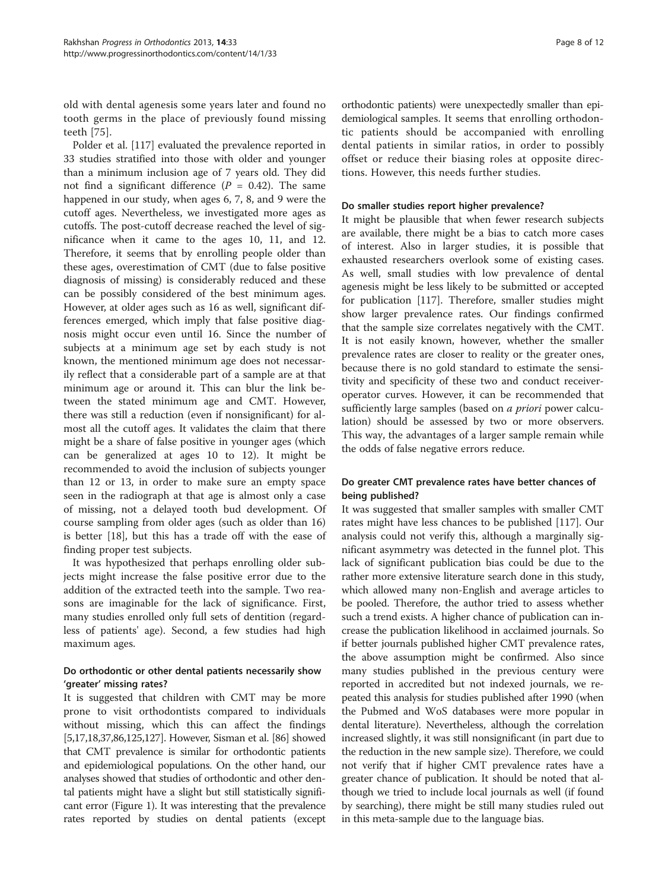old with dental agenesis some years later and found no tooth germs in the place of previously found missing teeth [75].

Polder et al. [117] evaluated the prevalence reported in 33 studies stratified into those with older and younger than a minimum inclusion age of 7 years old. They did not find a significant difference ($P = 0.42$). The same happened in our study, when ages 6, 7, 8, and 9 were the cutoff ages. Nevertheless, we investigated more ages as cutoffs. The post-cutoff decrease reached the level of significance when it came to the ages 10, 11, and 12. Therefore, it seems that by enrolling people older than these ages, overestimation of CMT (due to false positive diagnosis of missing) is considerably reduced and these can be possibly considered of the best minimum ages. However, at older ages such as 16 as well, significant differences emerged, which imply that false positive diagnosis might occur even until 16. Since the number of subjects at a minimum age set by each study is not known, the mentioned minimum age does not necessarily reflect that a considerable part of a sample are at that minimum age or around it. This can blur the link between the stated minimum age and CMT. However, there was still a reduction (even if nonsignificant) for almost all the cutoff ages. It validates the claim that there might be a share of false positive in younger ages (which can be generalized at ages 10 to 12). It might be recommended to avoid the inclusion of subjects younger than 12 or 13, in order to make sure an empty space seen in the radiograph at that age is almost only a case of missing, not a delayed tooth bud development. Of course sampling from older ages (such as older than 16) is better [18], but this has a trade off with the ease of finding proper test subjects.

It was hypothesized that perhaps enrolling older subjects might increase the false positive error due to the addition of the extracted teeth into the sample. Two reasons are imaginable for the lack of significance. First, many studies enrolled only full sets of dentition (regardless of patients' age). Second, a few studies had high maximum ages.

### Do orthodontic or other dental patients necessarily show 'greater' missing rates?

It is suggested that children with CMT may be more prone to visit orthodontists compared to individuals without missing, which this can affect the findings [5,17,18,37,86,125,127]. However, Sisman et al. [86] showed that CMT prevalence is similar for orthodontic patients and epidemiological populations. On the other hand, our analyses showed that studies of orthodontic and other dental patients might have a slight but still statistically significant error (Figure 1). It was interesting that the prevalence rates reported by studies on dental patients (except orthodontic patients) were unexpectedly smaller than epidemiological samples. It seems that enrolling orthodontic patients should be accompanied with enrolling dental patients in similar ratios, in order to possibly offset or reduce their biasing roles at opposite directions. However, this needs further studies.

### Do smaller studies report higher prevalence?

It might be plausible that when fewer research subjects are available, there might be a bias to catch more cases of interest. Also in larger studies, it is possible that exhausted researchers overlook some of existing cases. As well, small studies with low prevalence of dental agenesis might be less likely to be submitted or accepted for publication [117]. Therefore, smaller studies might show larger prevalence rates. Our findings confirmed that the sample size correlates negatively with the CMT. It is not easily known, however, whether the smaller prevalence rates are closer to reality or the greater ones, because there is no gold standard to estimate the sensitivity and specificity of these two and conduct receiver-operator curves. However, it can be recommended that sufficiently large samples (based on *a priori* power calculation) should be assessed by two or more observers. This way, the advantages of a larger sample remain while the odds of false negative errors reduce.

### Do greater CMT prevalence rates have better chances of being published?

It was suggested that smaller samples with smaller CMT rates might have less chances to be published [117]. Our analysis could not verify this, although a marginally significant asymmetry was detected in the funnel plot. This lack of significant publication bias could be due to the rather more extensive literature search done in this study, which allowed many non-English and average articles to be pooled. Therefore, the author tried to assess whether such a trend exists. A higher chance of publication can increase the publication likelihood in acclaimed journals. So if better journals published higher CMT prevalence rates, the above assumption might be confirmed. Also since many studies published in the previous century were reported in accredited but not indexed journals, we repeated this analysis for studies published after 1990 (when the Pubmed and WoS databases were more popular in dental literature). Nevertheless, although the correlation increased slightly, it was still nonsignificant (in part due to the reduction in the new sample size). Therefore, we could not verify that if higher CMT prevalence rates have a greater chance of publication. It should be noted that although we tried to include local journals as well (if found by searching), there might be still many studies ruled out in this meta-sample due to the language bias.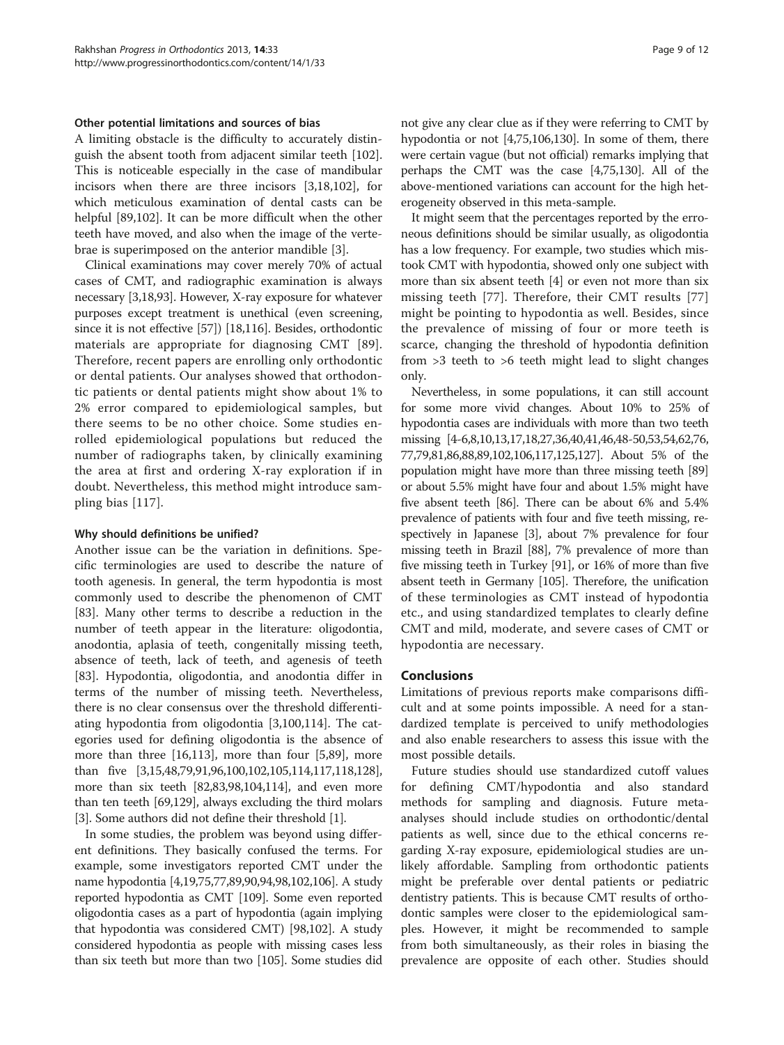### Other potential limitations and sources of bias

A limiting obstacle is the difficulty to accurately distinguish the absent tooth from adjacent similar teeth [102]. This is noticeable especially in the case of mandibular incisors when there are three incisors [3,18,102], for which meticulous examination of dental casts can be helpful [89,102]. It can be more difficult when the other teeth have moved, and also when the image of the vertebrae is superimposed on the anterior mandible [3].

Clinical examinations may cover merely 70% of actual cases of CMT, and radiographic examination is always necessary [3,18,93]. However, X-ray exposure for whatever purposes except treatment is unethical (even screening, since it is not effective [57]) [18,116]. Besides, orthodontic materials are appropriate for diagnosing CMT [89]. Therefore, recent papers are enrolling only orthodontic or dental patients. Our analyses showed that orthodontic patients or dental patients might show about 1% to 2% error compared to epidemiological samples, but there seems to be no other choice. Some studies enrolled epidemiological populations but reduced the number of radiographs taken, by clinically examining the area at first and ordering X-ray exploration if in doubt. Nevertheless, this method might introduce sampling bias [117].

### Why should definitions be unified?

Another issue can be the variation in definitions. Specific terminologies are used to describe the nature of tooth agenesis. In general, the term hypodontia is most commonly used to describe the phenomenon of CMT [83]. Many other terms to describe a reduction in the number of teeth appear in the literature: oligodontia, anodontia, aplasia of teeth, congenitally missing teeth, absence of teeth, lack of teeth, and agenesis of teeth [83]. Hypodontia, oligodontia, and anodontia differ in terms of the number of missing teeth. Nevertheless, there is no clear consensus over the threshold differentiating hypodontia from oligodontia [3,100,114]. The categories used for defining oligodontia is the absence of more than three [16,113], more than four [5,89], more than five [3,15,48,79,91,96,100,102,105,114,117,118,128], more than six teeth [82,83,98,104,114], and even more than ten teeth [69,129], always excluding the third molars [3]. Some authors did not define their threshold [1].

In some studies, the problem was beyond using different definitions. They basically confused the terms. For example, some investigators reported CMT under the name hypodontia [4,19,75,77,89,90,94,98,102,106]. A study reported hypodontia as CMT [109]. Some even reported oligodontia cases as a part of hypodontia (again implying that hypodontia was considered CMT) [98,102]. A study considered hypodontia as people with missing cases less than six teeth but more than two [105]. Some studies did not give any clear clue as if they were referring to CMT by hypodontia or not [4,75,106,130]. In some of them, there were certain vague (but not official) remarks implying that perhaps the CMT was the case [4,75,130]. All of the above-mentioned variations can account for the high heterogeneity observed in this meta-sample.

It might seem that the percentages reported by the erroneous definitions should be similar usually, as oligodontia has a low frequency. For example, two studies which mistook CMT with hypodontia, showed only one subject with more than six absent teeth [4] or even not more than six missing teeth [77]. Therefore, their CMT results [77] might be pointing to hypodontia as well. Besides, since the prevalence of missing of four or more teeth is scarce, changing the threshold of hypodontia definition from >3 teeth to >6 teeth might lead to slight changes only.

Nevertheless, in some populations, it can still account for some more vivid changes. About 10% to 25% of hypodontia cases are individuals with more than two teeth missing [4-6,8,10,13,17,18,27,36,40,41,46,48-50,53,54,62,76,77,79,81,86,88,89,102,106,117,125,127]. About 5% of the population might have more than three missing teeth [89] or about 5.5% might have four and about 1.5% might have five absent teeth [86]. There can be about 6% and 5.4% prevalence of patients with four and five teeth missing, respectively in Japanese [3], about 7% prevalence for four missing teeth in Brazil [88], 7% prevalence of more than five missing teeth in Turkey [91], or 16% of more than five absent teeth in Germany [105]. Therefore, the unification of these terminologies as CMT instead of hypodontia etc., and using standardized templates to clearly define CMT and mild, moderate, and severe cases of CMT or hypodontia are necessary.

## Conclusions

Limitations of previous reports make comparisons difficult and at some points impossible. A need for a standardized template is perceived to unify methodologies and also enable researchers to assess this issue with the most possible details.

Future studies should use standardized cutoff values for defining CMT/hypodontia and also standard methods for sampling and diagnosis. Future meta-analyses should include studies on orthodontic/dental patients as well, since due to the ethical concerns regarding X-ray exposure, epidemiological studies are unlikely affordable. Sampling from orthodontic patients might be preferable over dental patients or pediatric dentistry patients. This is because CMT results of orthodontic samples were closer to the epidemiological samples. However, it might be recommended to sample from both simultaneously, as their roles in biasing the prevalence are opposite of each other. Studies should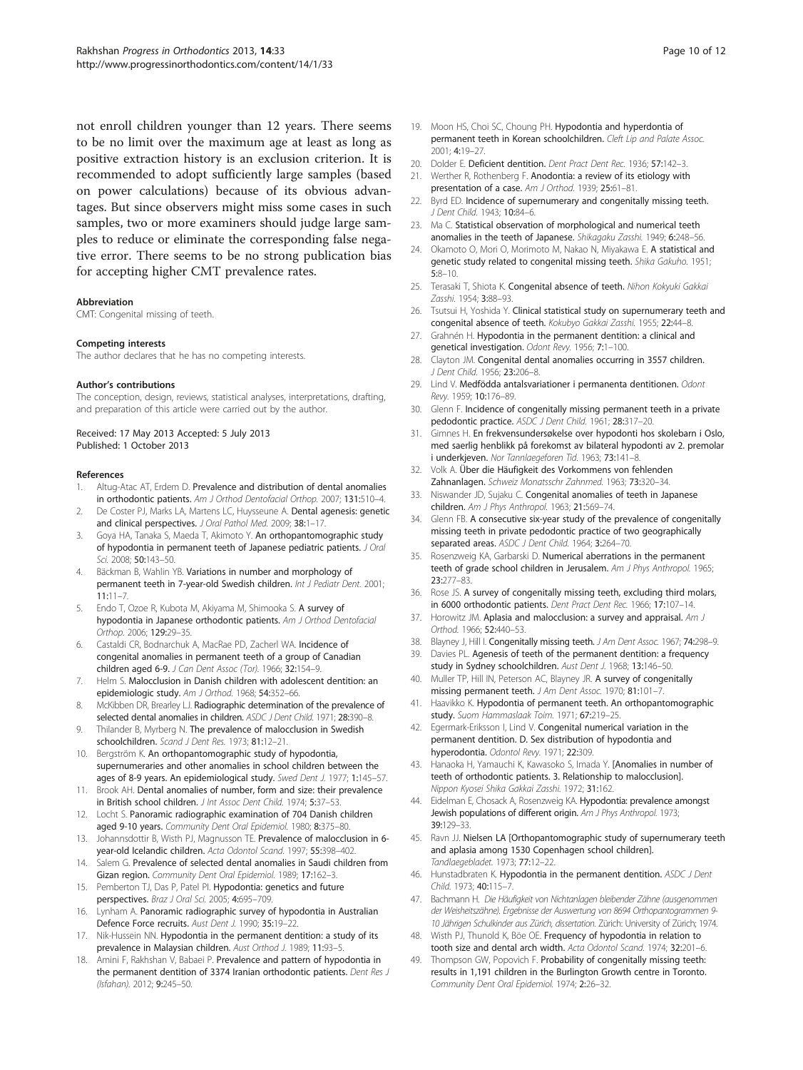not enroll children younger than 12 years. There seems to be no limit over the maximum age at least as long as positive extraction history is an exclusion criterion. It is recommended to adopt sufficiently large samples (based on power calculations) because of its obvious advantages. But since observers might miss some cases in such samples, two or more examiners should judge large samples to reduce or eliminate the corresponding false negative error. There seems to be no strong publication bias for accepting higher CMT prevalence rates.

#### Abbreviation

CMT: Congenital missing of teeth.

#### Competing interests

The author declares that he has no competing interests.

#### Author's contributions

The conception, design, reviews, statistical analyses, interpretations, drafting, and preparation of this article were carried out by the author.

Received: 17 May 2013 Accepted: 5 July 2013
Published: 1 October 2013

#### References

1. Altug-Atac AT, Erdem D. **Prevalence and distribution of dental anomalies in orthodontic patients.** *Am J Orthod Dentofacial Orthop.* 2007; **131:**510–4.
2. De Coster PJ, Marks LA, Martens LC, Huysseune A. **Dental agenesis: genetic and clinical perspectives.** *J Oral Pathol Med.* 2009; **38:**1–17.
3. Goya HA, Tanaka S, Maeda T, Akimoto Y. **An orthopantomographic study of hypodontia in permanent teeth of Japanese pediatric patients.** *J Oral Sci.* 2008; **50:**143–50.
4. Bäckman B, Wahlin YB. **Variations in number and morphology of permanent teeth in 7-year-old Swedish children.** *Int J Pediatr Dent.* 2001; **11:**11–7.
5. Endo T, Ozoe R, Kubota M, Akiyama M, Shimooka S. **A survey of hypodontia in Japanese orthodontic patients.** *Am J Orthod Dentofacial Orthop.* 2006; **129:**29–35.
6. Castaldi CR, Bodnarchuk A, MacRae PD, Zacherl WA. **Incidence of congenital anomalies in permanent teeth of a group of Canadian children aged 6-9.** *J Can Dent Assoc (Tor).* 1966; **32:**154–9.
7. Helm S. **Malocclusion in Danish children with adolescent dentition: an epidemiologic study.** *Am J Orthod.* 1968; **54:**352–66.
8. McKibben DR, Brearley LJ. **Radiographic determination of the prevalence of selected dental anomalies in children.** *ASDC J Dent Child.* 1971; **28:**390–8.
9. Thilander B, Myrberg N. **The prevalence of malocclusion in Swedish schoolchildren.** *Scand J Dent Res.* 1973; **81:**12–21.
10. Bergström K. **An orthopantomographic study of hypodontia, supernumeraries and other anomalies in school children between the ages of 8-9 years. An epidemiological study.** *Swed Dent J.* 1977; **1:**145–57.
11. Brook AH. **Dental anomalies of number, form and size: their prevalence in British school children.** *J Int Assoc Dent Child.* 1974; **5:**37–53.
12. Locht S. **Panoramic radiographic examination of 704 Danish children aged 9-10 years.** *Community Dent Oral Epidemiol.* 1980; **8:**375–80.
13. Johannsdottir B, Wisth PJ, Magnusson TE. **Prevalence of malocclusion in 6-year-old Icelandic children.** *Acta Odontol Scand.* 1997; **55:**398–402.
14. Salem G. **Prevalence of selected dental anomalies in Saudi children from Gizan region.** *Community Dent Oral Epidemiol.* 1989; **17:**162–3.
15. Pemberton TJ, Das P, Patel PI. **Hypodontia: genetics and future perspectives.** *Braz J Oral Sci.* 2005; **4:**695–709.
16. Lynham A. **Panoramic radiographic survey of hypodontia in Australian Defence Force recruits.** *Aust Dent J.* 1990; **35:**19–22.
17. Nik-Hussein NN. **Hypodontia in the permanent dentition: a study of its prevalence in Malaysian children.** *Aust Orthod J.* 1989; **11:**93–5.
18. Amini F, Rakhshan V, Babaei P. **Prevalence and pattern of hypodontia in the permanent dentition of 3374 Iranian orthodontic patients.** *Dent Res J (Isfahan).* 2012; **9:**245–50.
19. Moon HS, Choi SC, Choung PH. **Hypodontia and hyperdontia of permanent teeth in Korean schoolchildren.** *Cleft Lip and Palate Assoc.* 2001; **4:**19–27.
20. Dolder E. **Deficient dentition.** *Dent Pract Dent Rec.* 1936; **57:**142–3.
21. Werther R, Rothenberg F. **Anodontia: a review of its etiology with presentation of a case.** *Am J Orthod.* 1939; **25:**61–81.
22. Byrd ED. **Incidence of supernumerary and congenitally missing teeth.** *J Dent Child.* 1943; **10:**84–6.
23. Ma C. **Statistical observation of morphological and numerical teeth anomalies in the teeth of Japanese.** *Shikagaku Zasshi.* 1949; **6:**248–56.
24. Okamoto O, Mori O, Morimoto M, Nakao N, Miyakawa E. **A statistical and genetic study related to congenital missing teeth.** *Shika Gakuho.* 1951; **5:**8–10.
25. Terasaki T, Shiota K. **Congenital absence of teeth.** *Nihon Kokyuki Gakkai Zasshi.* 1954; **3:**88–93.
26. Tsutsui H, Yoshida Y. **Clinical statistical study on supernumerary teeth and congenital absence of teeth.** *Kokubyo Gakkai Zasshi.* 1955; **22:**44–8.
27. Grahnén H. **Hypodontia in the permanent dentition: a clinical and genetical investigation.** *Odont Revy.* 1956; **7:**1–100.
28. Clayton JM. **Congenital dental anomalies occurring in 3557 children.** *J Dent Child.* 1956; **23:**206–8.
29. Lind V. **Medfödda antalsvariationer i permanenta dentitionen.** *Odont Revy.* 1959; **10:**176–89.
30. Glenn F. **Incidence of congenitally missing permanent teeth in a private pedodontic practice.** *ASDC J Dent Child.* 1961; **28:**317–20.
31. Gimnes H. **En frekvensundersøkelse over hypodonti hos skolebarn i Oslo, med saerlig henblikk på forekomst av bilateral hypodonti av 2. premolar i underkjeven.** *Nor Tannlaegeforen Tid.* 1963; **73:**141–8.
32. Volk A. **Über die Häufigkeit des Vorkommens von fehlenden Zahnanlagen.** *Schweiz Monatsschr Zahnmed.* 1963; **73:**320–34.
33. Niswander JD, Sujaku C. **Congenital anomalies of teeth in Japanese children.** *Am J Phys Anthropol.* 1963; **21:**569–74.
34. Glenn FB. **A consecutive six-year study of the prevalence of congenitally missing teeth in private pedodontic practice of two geographically separated areas.** *ASDC J Dent Child.* 1964; **3:**264–70.
35. Rosenzweig KA, Garbarski D. **Numerical aberrations in the permanent teeth of grade school children in Jerusalem.** *Am J Phys Anthropol.* 1965; **23:**277–83.
36. Rose JS. **A survey of congenitally missing teeth, excluding third molars, in 6000 orthodontic patients.** *Dent Pract Dent Rec.* 1966; **17:**107–14.
37. Horowitz JM. **Aplasia and malocclusion: a survey and appraisal.** *Am J Orthod.* 1966; **52:**440–53.
38. Blayney J, Hill I. **Congenitally missing teeth.** *J Am Dent Assoc.* 1967; **74:**298–9.
39. Davies PL. **Agenesis of teeth of the permanent dentition: a frequency study in Sydney schoolchildren.** *Aust Dent J.* 1968; **13:**146–50.
40. Muller TP, Hill IN, Peterson AC, Blayney JR. **A survey of congenitally missing permanent teeth.** *J Am Dent Assoc.* 1970; **81:**101–7.
41. Haavikko K. **Hypodontia of permanent teeth. An orthopantomographic study.** *Suom Hammaslaak Toim.* 1971; **67:**219–25.
42. Egermark-Eriksson I, Lind V. **Congenital numerical variation in the permanent dentition. D. Sex distribution of hypodontia and hyperodontia.** *Odontol Revy.* 1971; **22:**309.
43. Hanaoka H, Yamauchi K, Kawasoko S, Imada Y. **[Anomalies in number of teeth of orthodontic patients. 3. Relationship to malocclusion].** *Nippon Kyosei Shika Gakkai Zasshi.* 1972; **31:**162.
44. Eidelman E, Chosack A, Rosenzweig KA. **Hypodontia: prevalence amongst Jewish populations of different origin.** *Am J Phys Anthropol.* 1973; **39:**129–33.
45. Ravn JJ. **Nielsen LA [Orthopantomographic study of supernumerary teeth and aplasia among 1530 Copenhagen school children].** *Tandlaegebladet.* 1973; **77:**12–22.
46. Hunstadbraten K. **Hypodontia in the permanent dentition.** *ASDC J Dent Child.* 1973; **40:**115–7.
47. Bachmann H. *Die Häufigkeit von Nichtanlagen bleibender Zähne (ausgenommen der Weisheitszähne). Ergebnisse der Auswertung von 8694 Orthopantogrammen 9-10 Jährigen Schulkinder aus Zürich, dissertation.* Zürich: University of Zürich; 1974.
48. Wisth PJ, Thunold K, Böe OE. **Frequency of hypodontia in relation to tooth size and dental arch width.** *Acta Odontol Scand.* 1974; **32:**201–6.
49. Thompson GW, Popovich F. **Probability of congenitally missing teeth: results in 1,191 children in the Burlington Growth centre in Toronto.** *Community Dent Oral Epidemiol.* 1974; **2:**26–32.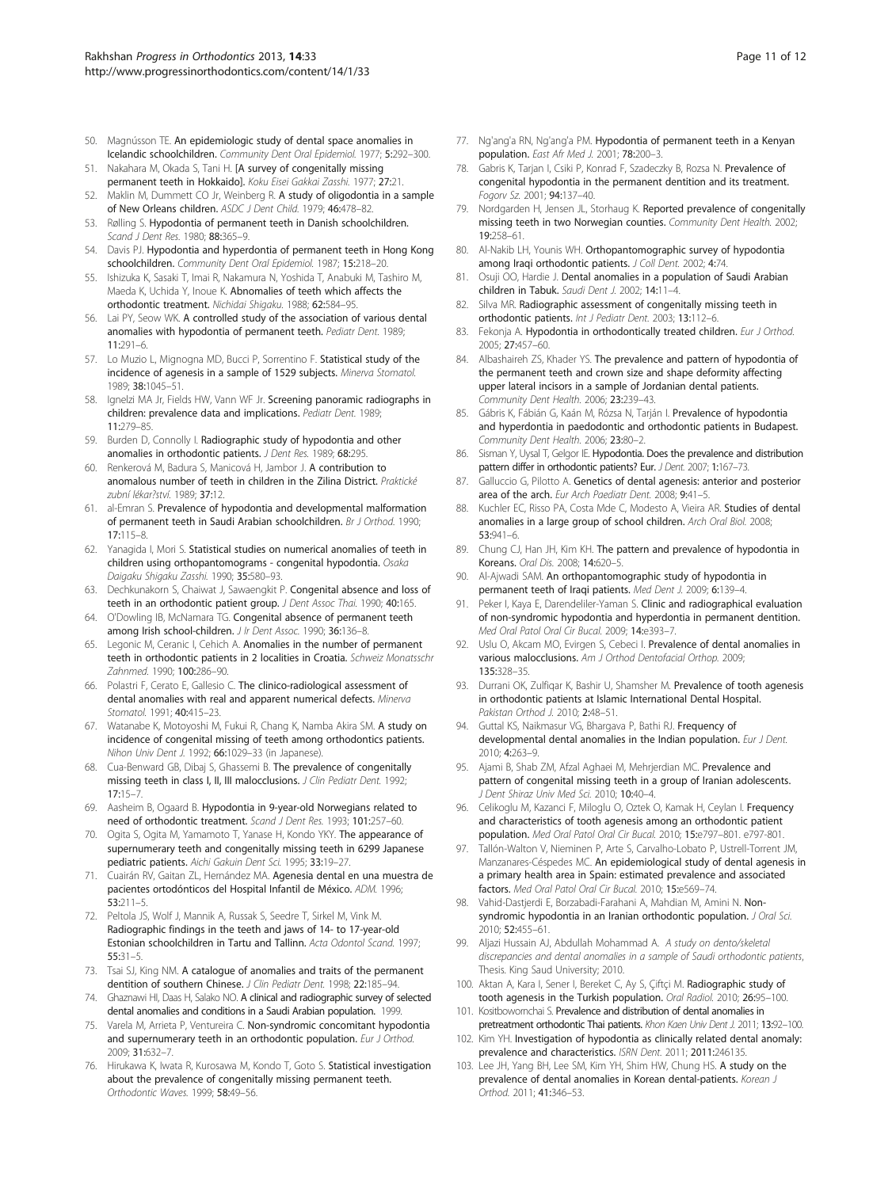50. Magnússon TE. An epidemiologic study of dental space anomalies in Icelandic schoolchildren. *Community Dent Oral Epidemiol.* 1977; **5**:292–300.
51. Nakahara M, Okada S, Tani H. [A survey of congenitally missing permanent teeth in Hokkaido]. *Koku Eisei Gakkai Zasshi.* 1977; **27**:21.
52. Maklin M, Dummett CO Jr, Weinberg R. A study of oligodontia in a sample of New Orleans children. *ASDC J Dent Child.* 1979; **46**:478–82.
53. Rølling S. Hypodontia of permanent teeth in Danish schoolchildren. *Scand J Dent Res.* 1980; **88**:365–9.
54. Davis PJ. Hypodontia and hyperdontia of permanent teeth in Hong Kong schoolchildren. *Community Dent Oral Epidemiol.* 1987; **15**:218–20.
55. Ishizuka K, Sasaki T, Imai R, Nakamura N, Yoshida T, Anabuki M, Tashiro M, Maeda K, Uchida Y, Inoue K. Abnomalies of teeth which affects the orthodontic treatment. *Nichidai Shigaku.* 1988; **62**:584–95.
56. Lai PY, Seow WK. A controlled study of the association of various dental anomalies with hypodontia of permanent teeth. *Pediatr Dent.* 1989; **11**:291–6.
57. Lo Muzio L, Mignogna MD, Bucci P, Sorrentino F. Statistical study of the incidence of agenesis in a sample of 1529 subjects. *Minerva Stomatol.* 1989; **38**:1045–51.
58. Ignelzi MA Jr, Fields HW, Vann WF Jr. Screening panoramic radiographs in children: prevalence data and implications. *Pediatr Dent.* 1989; **11**:279–85.
59. Burden D, Connolly I. Radiographic study of hypodontia and other anomalies in orthodontic patients. *J Dent Res.* 1989; **68**:295.
60. Renkerová M, Badura S, Manicová H, Jambor J. A contribution to anomalous number of teeth in children in the Zilina District. *Praktické zubní lékař?ství.* 1989; **37**:12.
61. al-Emran S. Prevalence of hypodontia and developmental malformation of permanent teeth in Saudi Arabian schoolchildren. *Br J Orthod.* 1990; **17**:115–8.
62. Yanagida I, Mori S. Statistical studies on numerical anomalies of teeth in children using orthopantomograms - congenital hypodontia. *Osaka Daigaku Shigaku Zasshi.* 1990; **35**:580–93.
63. Dechkunakorn S, Chaiwat J, Sawaengkit P. Congenital absence and loss of teeth in an orthodontic patient group. *J Dent Assoc Thai.* 1990; **40**:165.
64. O'Dowling IB, McNamara TG. Congenital absence of permanent teeth among Irish school-children. *J Ir Dent Assoc.* 1990; **36**:136–8.
65. Legonic M, Ceranic I, Cehich A. Anomalies in the number of permanent teeth in orthodontic patients in 2 localities in Croatia. *Schweiz Monatsschr Zahnmed.* 1990; **100**:286–90.
66. Polastri F, Cerato E, Gallesio C. The clinico-radiological assessment of dental anomalies with real and apparent numerical defects. *Minerva Stomatol.* 1991; **40**:415–23.
67. Watanabe K, Motoyoshi M, Fukui R, Chang K, Namba Akira SM. A study on incidence of congenital missing of teeth among orthodontics patients. *Nihon Univ Dent J.* 1992; **66**:1029–33 (in Japanese).
68. Cua-Benward GB, Dibaj S, Ghassemi B. The prevalence of congenitally missing teeth in class I, II, III malocclusions. *J Clin Pediatr Dent.* 1992; **17**:15–7.
69. Aasheim B, Ogaard B. Hypodontia in 9-year-old Norwegians related to need of orthodontic treatment. *Scand J Dent Res.* 1993; **101**:257–60.
70. Ogita S, Ogita M, Yamamoto T, Yanase H, Kondo YKY. The appearance of supernumerary teeth and congenitally missing teeth in 6299 Japanese pediatric patients. *Aichi Gakuin Dent Sci.* 1995; **33**:19–27.
71. Cuairán RV, Gaitan ZL, Hernández MA. Agenesia dental en una muestra de pacientes ortodónticos del Hospital Infantil de México. *ADM.* 1996; **53**:211–5.
72. Peltola JS, Wolf J, Mannik A, Russak S, Seedre T, Sirkel M, Vink M. Radiographic findings in the teeth and jaws of 14- to 17-year-old Estonian schoolchildren in Tartu and Tallinn. *Acta Odontol Scand.* 1997; **55**:31–5.
73. Tsai SJ, King NM. A catalogue of anomalies and traits of the permanent dentition of southern Chinese. *J Clin Pediatr Dent.* 1998; **22**:185–94.
74. Ghaznawi HI, Daas H, Salako NO. A clinical and radiographic survey of selected dental anomalies and conditions in a Saudi Arabian population. 1999.
75. Varela M, Arrieta P, Ventureira C. Non-syndromic concomitant hypodontia and supernumerary teeth in an orthodontic population. *Eur J Orthod.* 2009; **31**:632–7.
76. Hirukawa K, Iwata R, Kurosawa M, Kondo T, Goto S. Statistical investigation about the prevalence of congenitally missing permanent teeth. *Orthodontic Waves.* 1999; **58**:49–56.
77. Ng'ang'a RN, Ng'ang'a PM. Hypodontia of permanent teeth in a Kenyan population. *East Afr Med J.* 2001; **78**:200–3.
78. Gabris K, Tarjan I, Csiki P, Konrad F, Szadeczky B, Rozsa N. Prevalence of congenital hypodontia in the permanent dentition and its treatment. *Fogorv Sz.* 2001; **94**:137–40.
79. Nordgarden H, Jensen JL, Storhaug K. Reported prevalence of congenitally missing teeth in two Norwegian counties. *Community Dent Health.* 2002; **19**:258–61.
80. Al-Nakib LH, Younis WH. Orthopantomographic survey of hypodontia among Iraqi orthodontic patients. *J Coll Dent.* 2002; **4**:74.
81. Osuji OO, Hardie J. Dental anomalies in a population of Saudi Arabian children in Tabuk. *Saudi Dent J.* 2002; **14**:11–4.
82. Silva MR. Radiographic assessment of congenitally missing teeth in orthodontic patients. *Int J Pediatr Dent.* 2003; **13**:112–6.
83. Fekonja A. Hypodontia in orthodontically treated children. *Eur J Orthod.* 2005; **27**:457–60.
84. Albashaireh ZS, Khader YS. The prevalence and pattern of hypodontia of the permanent teeth and crown size and shape deformity affecting upper lateral incisors in a sample of Jordanian dental patients. *Community Dent Health.* 2006; **23**:239–43.
85. Gábris K, Fábián G, Kaán M, Rózsa N, Tarján I. Prevalence of hypodontia and hyperdontia in paedodontic and orthodontic patients in Budapest. *Community Dent Health.* 2006; **23**:80–2.
86. Sisman Y, Uysal T, Gelgor IE. Hypodontia. Does the prevalence and distribution pattern differ in orthodontic patients? Eur. *J Dent.* 2007; **1**:167–73.
87. Galluccio G, Pilotto A. Genetics of dental agenesis: anterior and posterior area of the arch. *Eur Arch Paediatr Dent.* 2008; **9**:41–5.
88. Kuchler EC, Risso PA, Costa Mde C, Modesto A, Vieira AR. Studies of dental anomalies in a large group of school children. *Arch Oral Biol.* 2008; **53**:941–6.
89. Chung CJ, Han JH, Kim KH. The pattern and prevalence of hypodontia in Koreans. *Oral Dis.* 2008; **14**:620–5.
90. Al-Ajwadi SAM. An orthopantomographic study of hypodontia in permanent teeth of Iraqi patients. *Med Dent J.* 2009; **6**:139–4.
91. Peker I, Kaya E, Darendeliler-Yaman S. Clinic and radiographical evaluation of non-syndromic hypodontia and hyperdontia in permanent dentition. *Med Oral Patol Oral Cir Bucal.* 2009; **14**:e393–7.
92. Uslu O, Akcam MO, Evirgen S, Cebeci I. Prevalence of dental anomalies in various malocclusions. *Am J Orthod Dentofacial Orthop.* 2009; **135**:328–35.
93. Durrani OK, Zulfiqar K, Bashir U, Shamsher M. Prevalence of tooth agenesis in orthodontic patients at Islamic International Dental Hospital. *Pakistan Orthod J.* 2010; **2**:48–51.
94. Guttal KS, Naikmasur VG, Bhargava P, Bathi RJ. Frequency of developmental dental anomalies in the Indian population. *Eur J Dent.* 2010; **4**:263–9.
95. Ajami B, Shab ZM, Afzal Aghaei M, Mehrjerdian MC. Prevalence and pattern of congenital missing teeth in a group of Iranian adolescents. *J Dent Shiraz Univ Med Sci.* 2010; **10**:40–4.
96. Celikoglu M, Kazanci F, Miloglu O, Oztek O, Kamak H, Ceylan I. Frequency and characteristics of tooth agenesis among an orthodontic patient population. *Med Oral Patol Oral Cir Bucal.* 2010; **15**:e797–801. e797-801.
97. Tallón-Walton V, Nieminen P, Arte S, Carvalho-Lobato P, Ustrell-Torrent JM, Manzanares-Céspedes MC. An epidemiological study of dental agenesis in a primary health area in Spain: estimated prevalence and associated factors. *Med Oral Patol Oral Cir Bucal.* 2010; **15**:e569–74.
98. Vahid-Dastjerdi E, Borzabadi-Farahani A, Mahdian M, Amini N. Non-syndromic hypodontia in an Iranian orthodontic population. *J Oral Sci.* 2010; **52**:455–61.
99. Aljazi Hussain AJ, Abdullah Mohammad A. *A study on dento/skeletal discrepancies and dental anomalies in a sample of Saudi orthodontic patients*, Thesis. King Saud University; 2010.
100. Aktan A, Kara I, Sener I, Bereket C, Ay S, Çiftçi M. Radiographic study of tooth agenesis in the Turkish population. *Oral Radiol.* 2010; **26**:95–100.
101. Kositbowornchai S. Prevalence and distribution of dental anomalies in pretreatment orthodontic Thai patients. *Khon Kaen Univ Dent J.* 2011; **13**:92–100.
102. Kim YH. Investigation of hypodontia as clinically related dental anomaly: prevalence and characteristics. *ISRN Dent.* 2011; **2011**:246135.
103. Lee JH, Yang BH, Lee SM, Kim YH, Shim HW, Chung HS. A study on the prevalence of dental anomalies in Korean dental-patients. *Korean J Orthod.* 2011; **41**:346–53.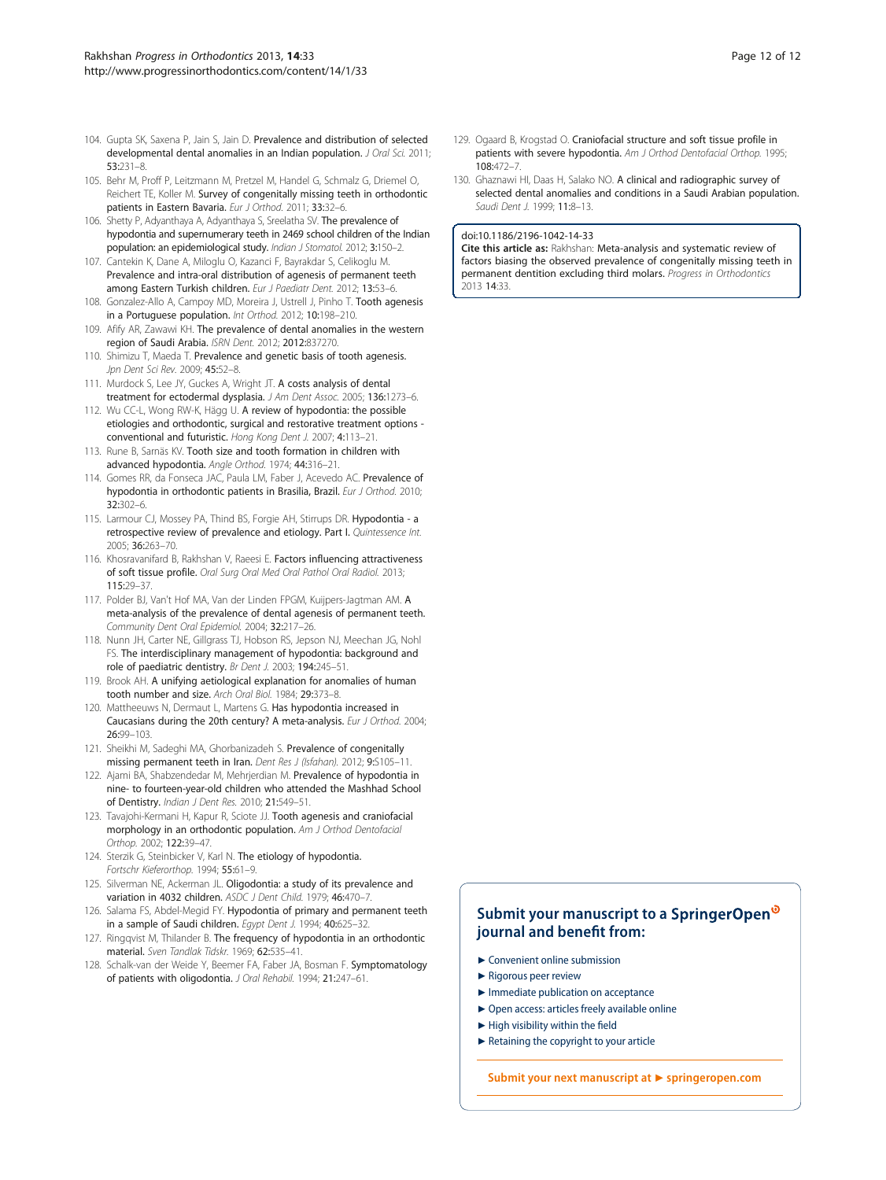104. Gupta SK, Saxena P, Jain S, Jain D. Prevalence and distribution of selected developmental dental anomalies in an Indian population. *J Oral Sci.* 2011; **53**:231–8.
105. Behr M, Proff P, Leitzmann M, Pretzel M, Handel G, Schmalz G, Driemel O, Reichert TE, Koller M. Survey of congenitally missing teeth in orthodontic patients in Eastern Bavaria. *Eur J Orthod.* 2011; **33**:32–6.
106. Shetty P, Adyanthaya A, Adyanthaya S, Sreelatha SV. The prevalence of hypodontia and supernumerary teeth in 2469 school children of the Indian population: an epidemiological study. *Indian J Stomatol.* 2012; **3**:150–2.
107. Cantekin K, Dane A, Miloglu O, Kazanci F, Bayrakdar S, Celikoglu M. Prevalence and intra-oral distribution of agenesis of permanent teeth among Eastern Turkish children. *Eur J Paediatr Dent.* 2012; **13**:53–6.
108. Gonzalez-Allo A, Campoy MD, Moreira J, Ustrell J, Pinho T. Tooth agenesis in a Portuguese population. *Int Orthod.* 2012; **10**:198–210.
109. Afify AR, Zawawi KH. The prevalence of dental anomalies in the western region of Saudi Arabia. *ISRN Dent.* 2012; **2012**:837270.
110. Shimizu T, Maeda T. Prevalence and genetic basis of tooth agenesis. *Jpn Dent Sci Rev.* 2009; **45**:52–8.
111. Murdock S, Lee JY, Guckes A, Wright JT. A costs analysis of dental treatment for ectodermal dysplasia. *J Am Dent Assoc.* 2005; **136**:1273–6.
112. Wu CC-L, Wong RW-K, Hägg U. A review of hypodontia: the possible etiologies and orthodontic, surgical and restorative treatment options - conventional and futuristic. *Hong Kong Dent J.* 2007; **4**:113–21.
113. Rune B, Sarnäs KV. Tooth size and tooth formation in children with advanced hypodontia. *Angle Orthod.* 1974; **44**:316–21.
114. Gomes RR, da Fonseca JAC, Paula LM, Faber J, Acevedo AC. Prevalence of hypodontia in orthodontic patients in Brasilia, Brazil. *Eur J Orthod.* 2010; **32**:302–6.
115. Larmour CJ, Mossey PA, Thind BS, Forgie AH, Stirrups DR. Hypodontia - a retrospective review of prevalence and etiology. Part I. *Quintessence Int.* 2005; **36**:263–70.
116. Khosravanifard B, Rakhshan V, Raeesi E. Factors influencing attractiveness of soft tissue profile. *Oral Surg Oral Med Oral Pathol Oral Radiol.* 2013; **115**:29–37.
117. Polder BJ, Van't Hof MA, Van der Linden FPGM, Kuijpers-Jagtman AM. A meta-analysis of the prevalence of dental agenesis of permanent teeth. *Community Dent Oral Epidemiol.* 2004; **32**:217–26.
118. Nunn JH, Carter NE, Gillgrass TJ, Hobson RS, Jepson NJ, Meechan JG, Nohl FS. The interdisciplinary management of hypodontia: background and role of paediatric dentistry. *Br Dent J.* 2003; **194**:245–51.
119. Brook AH. A unifying aetiological explanation for anomalies of human tooth number and size. *Arch Oral Biol.* 1984; **29**:373–8.
120. Mattheeuws N, Dermaut L, Martens G. Has hypodontia increased in Caucasians during the 20th century? A meta-analysis. *Eur J Orthod.* 2004; **26**:99–103.
121. Sheikhi M, Sadeghi MA, Ghorbanizadeh S. Prevalence of congenitally missing permanent teeth in Iran. *Dent Res J (Isfahan).* 2012; **9**:S105–11.
122. Ajami BA, Shabzendedar M, Mehrjerdian M. Prevalence of hypodontia in nine- to fourteen-year-old children who attended the Mashhad School of Dentistry. *Indian J Dent Res.* 2010; **21**:549–51.
123. Tavajohi-Kermani H, Kapur R, Sciote JJ. Tooth agenesis and craniofacial morphology in an orthodontic population. *Am J Orthod Dentofacial Orthop.* 2002; **122**:39–47.
124. Sterzik G, Steinbicker V, Karl N. The etiology of hypodontia. *Fortschr Kieferorthop.* 1994; **55**:61–9.
125. Silverman NE, Ackerman JL. Oligodontia: a study of its prevalence and variation in 4032 children. *ASDC J Dent Child.* 1979; **46**:470–7.
126. Salama FS, Abdel-Megid FY. Hypodontia of primary and permanent teeth in a sample of Saudi children. *Egypt Dent J.* 1994; **40**:625–32.
127. Ringqvist M, Thilander B. The frequency of hypodontia in an orthodontic material. *Sven Tandlak Tidskr.* 1969; **62**:535–41.
128. Schalk-van der Weide Y, Beemer FA, Faber JA, Bosman F. Symptomatology of patients with oligodontia. *J Oral Rehabil.* 1994; **21**:247–61.
129. Ogaard B, Krogstad O. Craniofacial structure and soft tissue profile in patients with severe hypodontia. *Am J Orthod Dentofacial Orthop.* 1995; **108**:472–7.
130. Ghaznawi HI, Daas H, Salako NO. A clinical and radiographic survey of selected dental anomalies and conditions in a Saudi Arabian population. *Saudi Dent J.* 1999; **11**:8–13.

doi:10.1186/2196-1042-14-33

**Cite this article as:** Rakhshan: Meta-analysis and systematic review of factors biasing the observed prevalence of congenitally missing teeth in permanent dentition excluding third molars. *Progress in Orthodontics* 2013 **14**:33.

**Submit your manuscript to a SpringerOpen journal and benefit from:**

- ► Convenient online submission
- ► Rigorous peer review
- ► Immediate publication on acceptance
- ► Open access: articles freely available online
- ► High visibility within the field
- ► Retaining the copyright to your article

**Submit your next manuscript at ► springeropen.com**